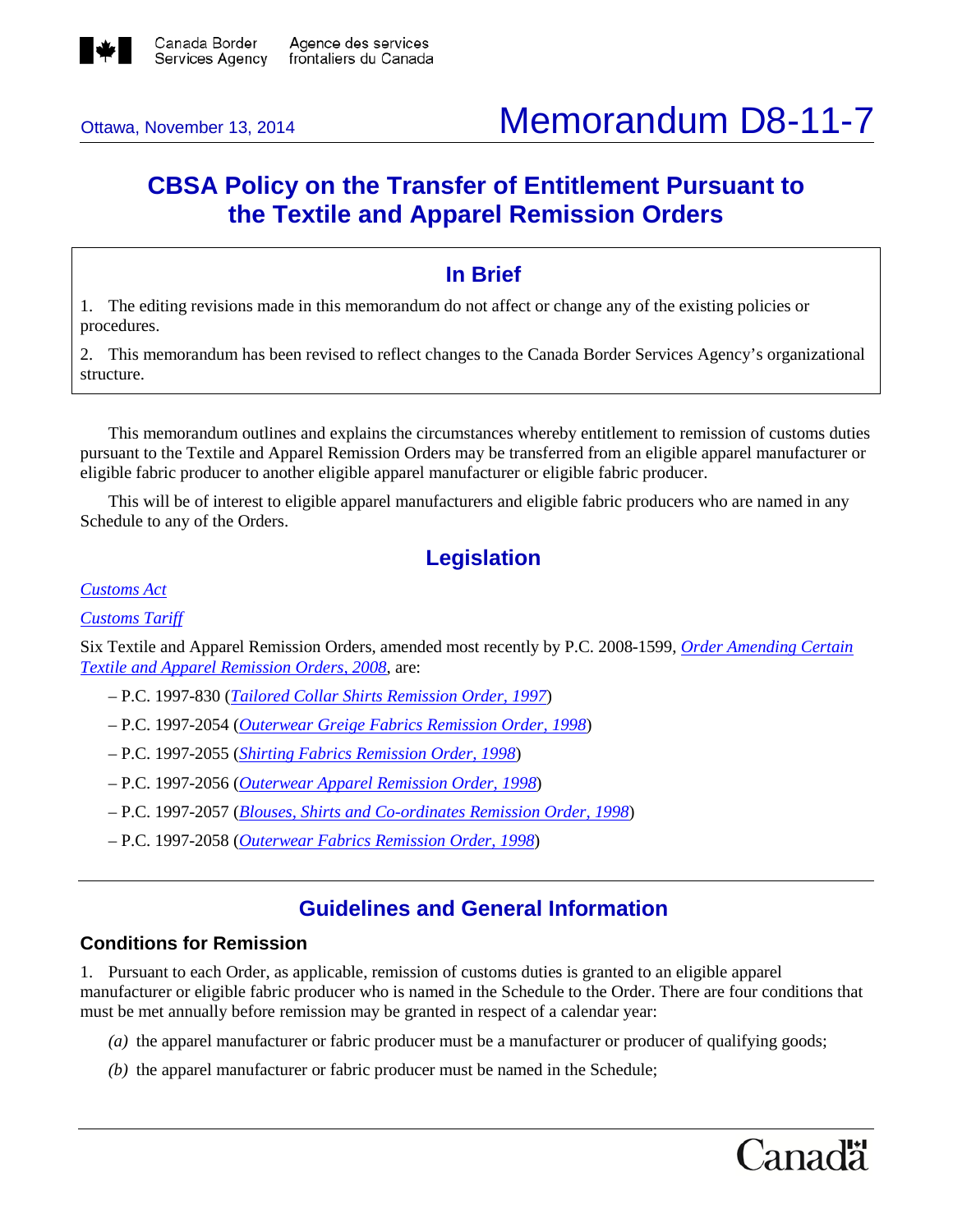Canada Border Services Agency | Agence des services frontaliers du Canada

Ottawa, November 13, 2014

# Memorandum D8-11-7

## CBSA Policy on the Transfer of Entitlement Pursuant to the Textile and Apparel Remission Orders

### In Brief

1. The editing revisions made in this memorandum do not affect or change any of the existing policies or procedures.

2. This memorandum has been revised to reflect changes to the Canada Border Services Agency's organizational structure.

This memorandum outlines and explains the circumstances whereby entitlement to remission of customs duties pursuant to the Textile and Apparel Remission Orders may be transferred from an eligible apparel manufacturer or eligible fabric producer to another eligible apparel manufacturer or eligible fabric producer.

This will be of interest to eligible apparel manufacturers and eligible fabric producers who are named in any Schedule to any of the Orders.

## Legislation

*Customs Act*

*Customs Tariff*

Six Textile and Apparel Remission Orders, amended most recently by P.C. 2008-1599, *Order Amending Certain Textile and Apparel Remission Orders, 2008*, are:

– P.C. 1997-830 (*Tailored Collar Shirts Remission Order, 1997*)

– P.C. 1997-2054 (*Outerwear Greige Fabrics Remission Order, 1998*)

– P.C. 1997-2055 (*Shirting Fabrics Remission Order, 1998*)

– P.C. 1997-2056 (*Outerwear Apparel Remission Order, 1998*)

– P.C. 1997-2057 (*Blouses, Shirts and Co-ordinates Remission Order, 1998*)

– P.C. 1997-2058 (*Outerwear Fabrics Remission Order, 1998*)

## Guidelines and General Information

### Conditions for Remission

1. Pursuant to each Order, as applicable, remission of customs duties is granted to an eligible apparel manufacturer or eligible fabric producer who is named in the Schedule to the Order. There are four conditions that must be met annually before remission may be granted in respect of a calendar year:

*(a)* the apparel manufacturer or fabric producer must be a manufacturer or producer of qualifying goods;

*(b)* the apparel manufacturer or fabric producer must be named in the Schedule;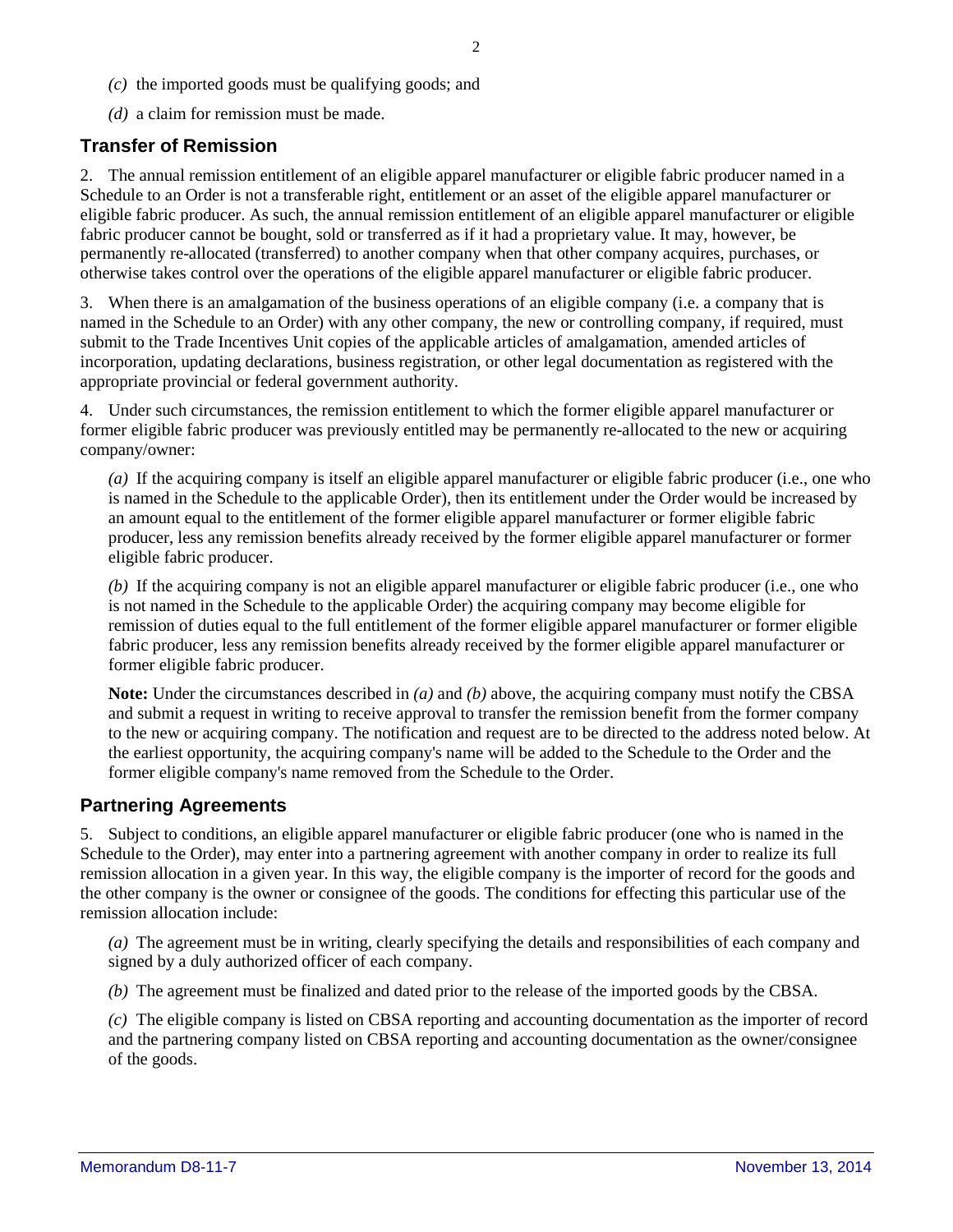*(c)* the imported goods must be qualifying goods; and

*(d)* a claim for remission must be made.

## Transfer of Remission

2. The annual remission entitlement of an eligible apparel manufacturer or eligible fabric producer named in a Schedule to an Order is not a transferable right, entitlement or an asset of the eligible apparel manufacturer or eligible fabric producer. As such, the annual remission entitlement of an eligible apparel manufacturer or eligible fabric producer cannot be bought, sold or transferred as if it had a proprietary value. It may, however, be permanently re-allocated (transferred) to another company when that other company acquires, purchases, or otherwise takes control over the operations of the eligible apparel manufacturer or eligible fabric producer.

3. When there is an amalgamation of the business operations of an eligible company (i.e. a company that is named in the Schedule to an Order) with any other company, the new or controlling company, if required, must submit to the Trade Incentives Unit copies of the applicable articles of amalgamation, amended articles of incorporation, updating declarations, business registration, or other legal documentation as registered with the appropriate provincial or federal government authority.

4. Under such circumstances, the remission entitlement to which the former eligible apparel manufacturer or former eligible fabric producer was previously entitled may be permanently re-allocated to the new or acquiring company/owner:

*(a)* If the acquiring company is itself an eligible apparel manufacturer or eligible fabric producer (i.e., one who is named in the Schedule to the applicable Order), then its entitlement under the Order would be increased by an amount equal to the entitlement of the former eligible apparel manufacturer or former eligible fabric producer, less any remission benefits already received by the former eligible apparel manufacturer or former eligible fabric producer.

*(b)* If the acquiring company is not an eligible apparel manufacturer or eligible fabric producer (i.e., one who is not named in the Schedule to the applicable Order) the acquiring company may become eligible for remission of duties equal to the full entitlement of the former eligible apparel manufacturer or former eligible fabric producer, less any remission benefits already received by the former eligible apparel manufacturer or former eligible fabric producer.

**Note:** Under the circumstances described in *(a)* and *(b)* above, the acquiring company must notify the CBSA and submit a request in writing to receive approval to transfer the remission benefit from the former company to the new or acquiring company. The notification and request are to be directed to the address noted below. At the earliest opportunity, the acquiring company's name will be added to the Schedule to the Order and the former eligible company's name removed from the Schedule to the Order.

## Partnering Agreements

5. Subject to conditions, an eligible apparel manufacturer or eligible fabric producer (one who is named in the Schedule to the Order), may enter into a partnering agreement with another company in order to realize its full remission allocation in a given year. In this way, the eligible company is the importer of record for the goods and the other company is the owner or consignee of the goods. The conditions for effecting this particular use of the remission allocation include:

*(a)* The agreement must be in writing, clearly specifying the details and responsibilities of each company and signed by a duly authorized officer of each company.

*(b)* The agreement must be finalized and dated prior to the release of the imported goods by the CBSA.

*(c)* The eligible company is listed on CBSA reporting and accounting documentation as the importer of record and the partnering company listed on CBSA reporting and accounting documentation as the owner/consignee of the goods.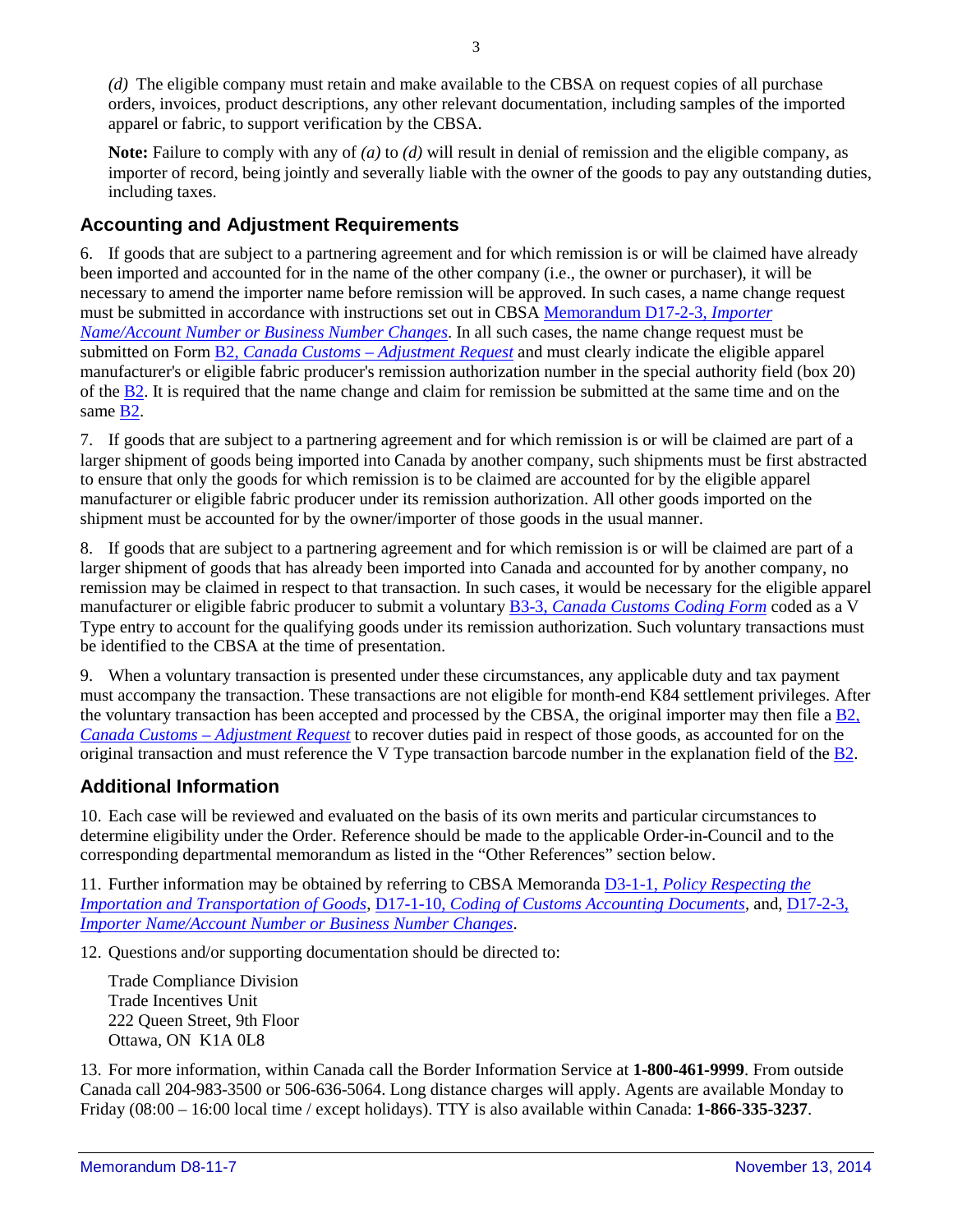*(d)* The eligible company must retain and make available to the CBSA on request copies of all purchase orders, invoices, product descriptions, any other relevant documentation, including samples of the imported apparel or fabric, to support verification by the CBSA.

**Note:** Failure to comply with any of *(a)* to *(d)* will result in denial of remission and the eligible company, as importer of record, being jointly and severally liable with the owner of the goods to pay any outstanding duties, including taxes.

## Accounting and Adjustment Requirements

6. If goods that are subject to a partnering agreement and for which remission is or will be claimed have already been imported and accounted for in the name of the other company (i.e., the owner or purchaser), it will be necessary to amend the importer name before remission will be approved. In such cases, a name change request must be submitted in accordance with instructions set out in CBSA Memorandum D17-2-3, *Importer Name/Account Number or Business Number Changes*. In all such cases, the name change request must be submitted on Form B2, *Canada Customs – Adjustment Request* and must clearly indicate the eligible apparel manufacturer's or eligible fabric producer's remission authorization number in the special authority field (box 20) of the B2. It is required that the name change and claim for remission be submitted at the same time and on the same B2.

7. If goods that are subject to a partnering agreement and for which remission is or will be claimed are part of a larger shipment of goods being imported into Canada by another company, such shipments must be first abstracted to ensure that only the goods for which remission is to be claimed are accounted for by the eligible apparel manufacturer or eligible fabric producer under its remission authorization. All other goods imported on the shipment must be accounted for by the owner/importer of those goods in the usual manner.

8. If goods that are subject to a partnering agreement and for which remission is or will be claimed are part of a larger shipment of goods that has already been imported into Canada and accounted for by another company, no remission may be claimed in respect to that transaction. In such cases, it would be necessary for the eligible apparel manufacturer or eligible fabric producer to submit a voluntary B3-3, *Canada Customs Coding Form* coded as a V Type entry to account for the qualifying goods under its remission authorization. Such voluntary transactions must be identified to the CBSA at the time of presentation.

9. When a voluntary transaction is presented under these circumstances, any applicable duty and tax payment must accompany the transaction. These transactions are not eligible for month-end K84 settlement privileges. After the voluntary transaction has been accepted and processed by the CBSA, the original importer may then file a B2, *Canada Customs – Adjustment Request* to recover duties paid in respect of those goods, as accounted for on the original transaction and must reference the V Type transaction barcode number in the explanation field of the B2.

## Additional Information

10. Each case will be reviewed and evaluated on the basis of its own merits and particular circumstances to determine eligibility under the Order. Reference should be made to the applicable Order-in-Council and to the corresponding departmental memorandum as listed in the "Other References" section below.

11. Further information may be obtained by referring to CBSA Memoranda D3-1-1, *Policy Respecting the Importation and Transportation of Goods*, D17-1-10, *Coding of Customs Accounting Documents*, and, D17-2-3, *Importer Name/Account Number or Business Number Changes*.

12. Questions and/or supporting documentation should be directed to:

Trade Compliance Division
Trade Incentives Unit
222 Queen Street, 9th Floor
Ottawa, ON K1A 0L8

13. For more information, within Canada call the Border Information Service at **1-800-461-9999**. From outside Canada call 204-983-3500 or 506-636-5064. Long distance charges will apply. Agents are available Monday to Friday (08:00 – 16:00 local time / except holidays). TTY is also available within Canada: **1-866-335-3237**.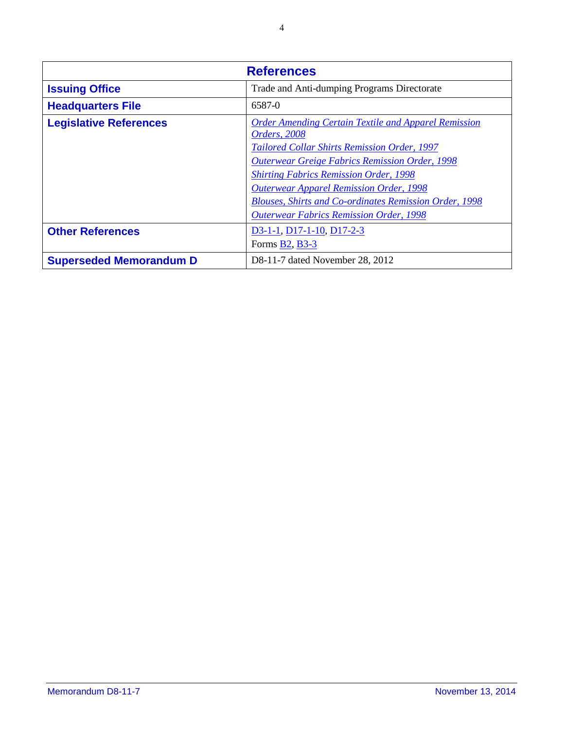| References | |
|---|---|
| **Issuing Office** | Trade and Anti-dumping Programs Directorate |
| **Headquarters File** | 6587-0 |
| **Legislative References** | *Order Amending Certain Textile and Apparel Remission Orders, 2008*<br>*Tailored Collar Shirts Remission Order, 1997*<br>*Outerwear Greige Fabrics Remission Order, 1998*<br>*Shirting Fabrics Remission Order, 1998*<br>*Outerwear Apparel Remission Order, 1998*<br>*Blouses, Shirts and Co-ordinates Remission Order, 1998*<br>*Outerwear Fabrics Remission Order, 1998* |
| **Other References** | D3-1-1, D17-1-10, D17-2-3<br>Forms B2, B3-3 |
| **Superseded Memorandum D** | D8-11-7 dated November 28, 2012 |